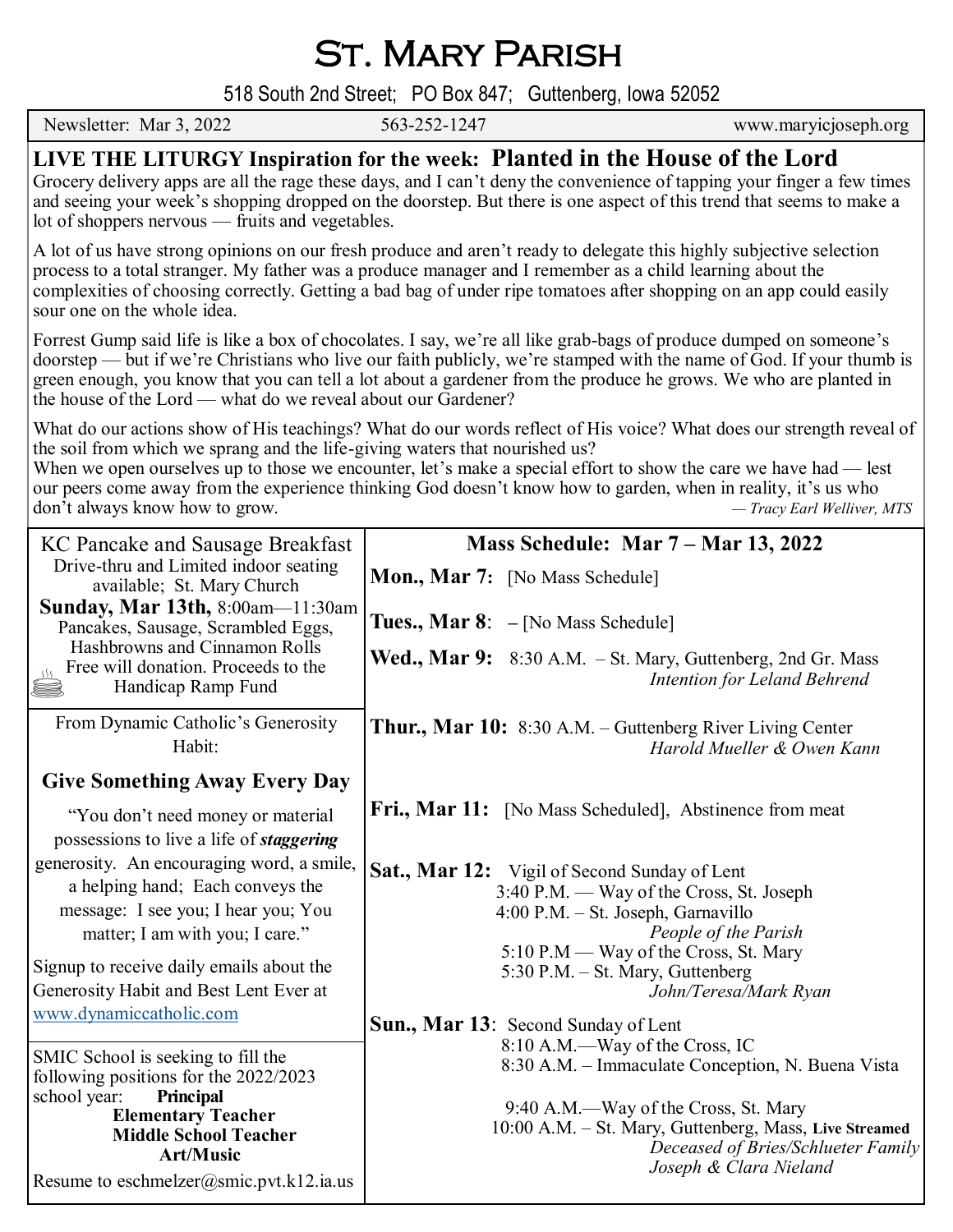# St. Mary Parish

518 South 2nd Street; PO Box 847; Guttenberg, Iowa 52052

Newsletter: Mar 3, 2022 | 563-252-1247 | www.maryicjoseph.org

## LIVE THE LITURGY Inspiration for the week: Planted in the House of the Lord

Grocery delivery apps are all the rage these days, and I can't deny the convenience of tapping your finger a few times and seeing your week's shopping dropped on the doorstep. But there is one aspect of this trend that seems to make a lot of shoppers nervous — fruits and vegetables.

A lot of us have strong opinions on our fresh produce and aren't ready to delegate this highly subjective selection process to a total stranger. My father was a produce manager and I remember as a child learning about the complexities of choosing correctly. Getting a bad bag of under ripe tomatoes after shopping on an app could easily sour one on the whole idea.

Forrest Gump said life is like a box of chocolates. I say, we're all like grab-bags of produce dumped on someone's doorstep — but if we're Christians who live our faith publicly, we're stamped with the name of God. If your thumb is green enough, you know that you can tell a lot about a gardener from the produce he grows. We who are planted in the house of the Lord — what do we reveal about our Gardener?

What do our actions show of His teachings? What do our words reflect of His voice? What does our strength reveal of the soil from which we sprang and the life-giving waters that nourished us?
When we open ourselves up to those we encounter, let's make a special effort to show the care we have had — lest our peers come away from the experience thinking God doesn't know how to garden, when in reality, it's us who don't always know how to grow.

*— Tracy Earl Welliver, MTS*

## KC Pancake and Sausage Breakfast

Drive-thru and Limited indoor seating available; St. Mary Church
**Sunday, Mar 13th,** 8:00am—11:30am
Pancakes, Sausage, Scrambled Eggs, Hashbrowns and Cinnamon Rolls
Free will donation. Proceeds to the Handicap Ramp Fund

From Dynamic Catholic's Generosity Habit:

### Give Something Away Every Day

"You don't need money or material possessions to live a life of ***staggering*** generosity. An encouraging word, a smile, a helping hand; Each conveys the message: I see you; I hear you; You matter; I am with you; I care."

Signup to receive daily emails about the Generosity Habit and Best Lent Ever at www.dynamiccatholic.com

SMIC School is seeking to fill the following positions for the 2022/2023 school year:
**Principal**
**Elementary Teacher**
**Middle School Teacher**
**Art/Music**

Resume to eschmelzer@smic.pvt.k12.ia.us

## Mass Schedule: Mar 7 – Mar 13, 2022

**Mon., Mar 7:** [No Mass Schedule]

**Tues., Mar 8:** – [No Mass Schedule]

**Wed., Mar 9:** 8:30 A.M. – St. Mary, Guttenberg, 2nd Gr. Mass
*Intention for Leland Behrend*

**Thur., Mar 10:** 8:30 A.M. – Guttenberg River Living Center
*Harold Mueller & Owen Kann*

**Fri., Mar 11:** [No Mass Scheduled], Abstinence from meat

**Sat., Mar 12:** Vigil of Second Sunday of Lent
3:40 P.M. — Way of the Cross, St. Joseph
4:00 P.M. – St. Joseph, Garnavillo
*People of the Parish*
5:10 P.M — Way of the Cross, St. Mary
5:30 P.M. – St. Mary, Guttenberg
*John/Teresa/Mark Ryan*

**Sun., Mar 13:** Second Sunday of Lent
8:10 A.M.—Way of the Cross, IC
8:30 A.M. – Immaculate Conception, N. Buena Vista

9:40 A.M.—Way of the Cross, St. Mary
10:00 A.M. – St. Mary, Guttenberg, Mass, **Live Streamed**
*Deceased of Bries/Schlueter Family*
*Joseph & Clara Nieland*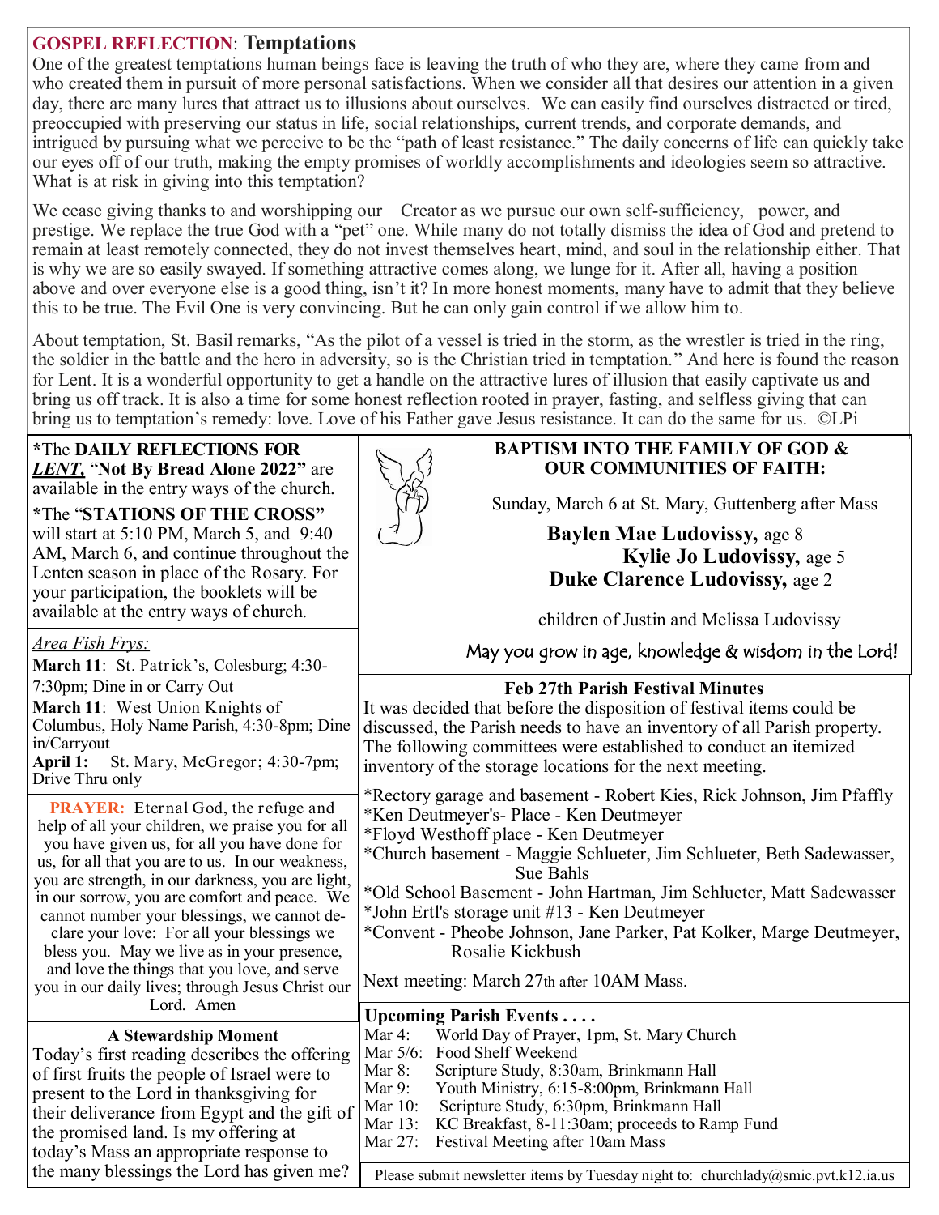## GOSPEL REFLECTION: Temptations

One of the greatest temptations human beings face is leaving the truth of who they are, where they came from and who created them in pursuit of more personal satisfactions. When we consider all that desires our attention in a given day, there are many lures that attract us to illusions about ourselves. We can easily find ourselves distracted or tired, preoccupied with preserving our status in life, social relationships, current trends, and corporate demands, and intrigued by pursuing what we perceive to be the "path of least resistance." The daily concerns of life can quickly take our eyes off of our truth, making the empty promises of worldly accomplishments and ideologies seem so attractive. What is at risk in giving into this temptation?

We cease giving thanks to and worshipping our Creator as we pursue our own self-sufficiency, power, and prestige. We replace the true God with a "pet" one. While many do not totally dismiss the idea of God and pretend to remain at least remotely connected, they do not invest themselves heart, mind, and soul in the relationship either. That is why we are so easily swayed. If something attractive comes along, we lunge for it. After all, having a position above and over everyone else is a good thing, isn't it? In more honest moments, many have to admit that they believe this to be true. The Evil One is very convincing. But he can only gain control if we allow him to.

About temptation, St. Basil remarks, "As the pilot of a vessel is tried in the storm, as the wrestler is tried in the ring, the soldier in the battle and the hero in adversity, so is the Christian tried in temptation." And here is found the reason for Lent. It is a wonderful opportunity to get a handle on the attractive lures of illusion that easily captivate us and bring us off track. It is also a time for some honest reflection rooted in prayer, fasting, and selfless giving that can bring us to temptation's remedy: love. Love of his Father gave Jesus resistance. It can do the same for us. ©LPi

*The **DAILY REFLECTIONS FOR** ***LENT,*** "**Not By Bread Alone 2022"** are available in the entry ways of the church.

*The "**STATIONS OF THE CROSS"** will start at 5:10 PM, March 5, and 9:40 AM, March 6, and continue throughout the Lenten season in place of the Rosary. For your participation, the booklets will be available at the entry ways of church.

*Area Fish Frys:*

**March 11**: St. Patrick's, Colesburg; 4:30-7:30pm; Dine in or Carry Out

**March 11**: West Union Knights of Columbus, Holy Name Parish, 4:30-8pm; Dine in/Carryout

**April 1:** St. Mary, McGregor; 4:30-7pm; Drive Thru only

**PRAYER:** Eternal God, the refuge and help of all your children, we praise you for all you have given us, for all you have done for us, for all that you are to us. In our weakness, you are strength, in our darkness, you are light, in our sorrow, you are comfort and peace. We cannot number your blessings, we cannot declare your love: For all your blessings we bless you. May we live as in your presence, and love the things that you love, and serve you in our daily lives; through Jesus Christ our Lord. Amen

**A Stewardship Moment**

Today's first reading describes the offering of first fruits the people of Israel were to present to the Lord in thanksgiving for their deliverance from Egypt and the gift of the promised land. Is my offering at today's Mass an appropriate response to the many blessings the Lord has given me?

**BAPTISM INTO THE FAMILY OF GOD & OUR COMMUNITIES OF FAITH:**

Sunday, March 6 at St. Mary, Guttenberg after Mass

**Baylen Mae Ludovissy,** age 8
**Kylie Jo Ludovissy,** age 5
**Duke Clarence Ludovissy,** age 2

children of Justin and Melissa Ludovissy

May you grow in age, knowledge & wisdom in the Lord!

**Feb 27th Parish Festival Minutes**

It was decided that before the disposition of festival items could be discussed, the Parish needs to have an inventory of all Parish property. The following committees were established to conduct an itemized inventory of the storage locations for the next meeting.

*Rectory garage and basement - Robert Kies, Rick Johnson, Jim Pfaffly
*Ken Deutmeyer's- Place - Ken Deutmeyer
*Floyd Westhoff place - Ken Deutmeyer
*Church basement - Maggie Schlueter, Jim Schlueter, Beth Sadewasser, Sue Bahls
*Old School Basement - John Hartman, Jim Schlueter, Matt Sadewasser
*John Ertl's storage unit #13 - Ken Deutmeyer
*Convent - Pheobe Johnson, Jane Parker, Pat Kolker, Marge Deutmeyer, Rosalie Kickbush

Next meeting: March 27th after 10AM Mass.

**Upcoming Parish Events . . . .**

Mar 4: World Day of Prayer, 1pm, St. Mary Church
Mar 5/6: Food Shelf Weekend
Mar 8: Scripture Study, 8:30am, Brinkmann Hall
Mar 9: Youth Ministry, 6:15-8:00pm, Brinkmann Hall
Mar 10: Scripture Study, 6:30pm, Brinkmann Hall
Mar 13: KC Breakfast, 8-11:30am; proceeds to Ramp Fund
Mar 27: Festival Meeting after 10am Mass

Please submit newsletter items by Tuesday night to: churchlady@smic.pvt.k12.ia.us